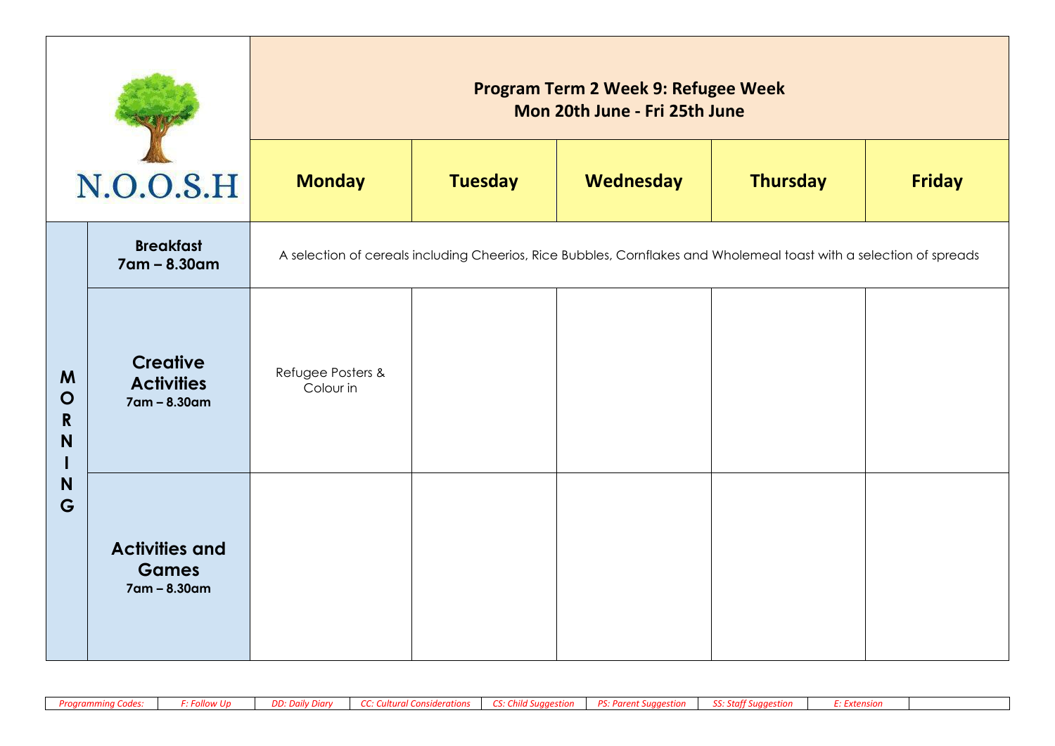| N.O.O.S.H | | Program Term 2 Week 9: Refugee Week<br>Mon 20th June - Fri 25th June | | | | |
|---|---|---|---|---|---|---|
| | | **Monday** | **Tuesday** | **Wednesday** | **Thursday** | **Friday** |
| **MORNING** | **Breakfast**<br>**7am – 8.30am** | A selection of cereals including Cheerios, Rice Bubbles, Cornflakes and Wholemeal toast with a selection of spreads | | | | |
| | **Creative Activities**<br>**7am – 8.30am** | Refugee Posters & Colour in | | | | |
| | **Activities and Games**<br>**7am – 8.30am** | | | | | |

| *Programming Codes:* | *F: Follow Up* | *DD: Daily Diary* | *CC: Cultural Considerations* | *CS: Child Suggestion* | *PS: Parent Suggestion* | *SS: Staff Suggestion* | *E: Extension* | |
|---|---|---|---|---|---|---|---|---|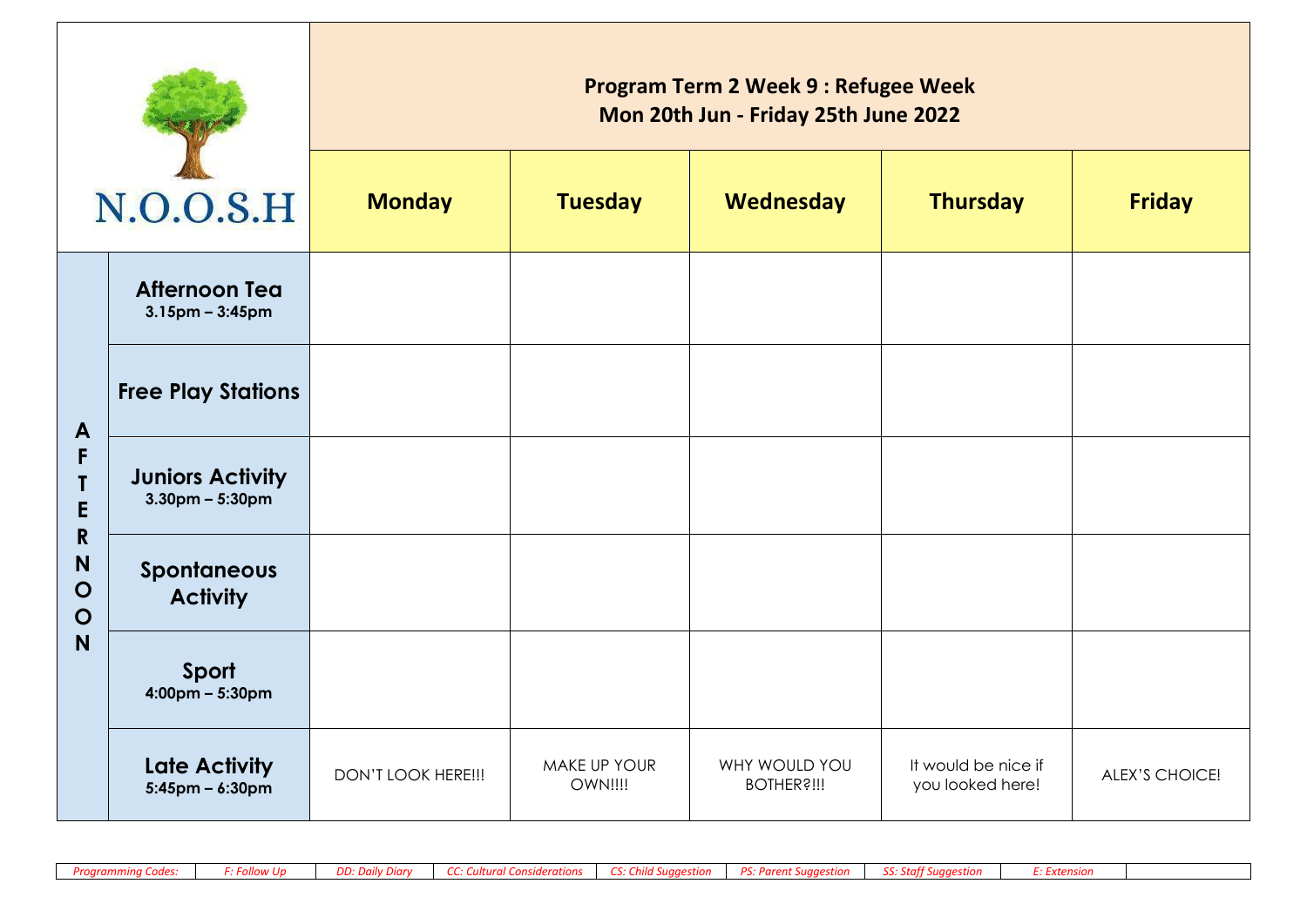# N.O.O.S.H

## Program Term 2 Week 9 : Refugee Week
## Mon 20th Jun - Friday 25th June 2022

| | | Monday | Tuesday | Wednesday | Thursday | Friday |
|---|---|---|---|---|---|---|
| AFTERNOON | **Afternoon Tea** 3.15pm – 3:45pm | | | | | |
| | **Free Play Stations** | | | | | |
| | **Juniors Activity** 3.30pm – 5:30pm | | | | | |
| | **Spontaneous Activity** | | | | | |
| | **Sport** 4:00pm – 5:30pm | | | | | |
| | **Late Activity** 5:45pm – 6:30pm | DON'T LOOK HERE!!! | MAKE UP YOUR OWN!!!! | WHY WOULD YOU BOTHER?!!! | It would be nice if you looked here! | ALEX'S CHOICE! |

| *Programming Codes:* | *F: Follow Up* | *DD: Daily Diary* | *CC: Cultural Considerations* | *CS: Child Suggestion* | *PS: Parent Suggestion* | *SS: Staff Suggestion* | *E: Extension* | |
|---|---|---|---|---|---|---|---|---|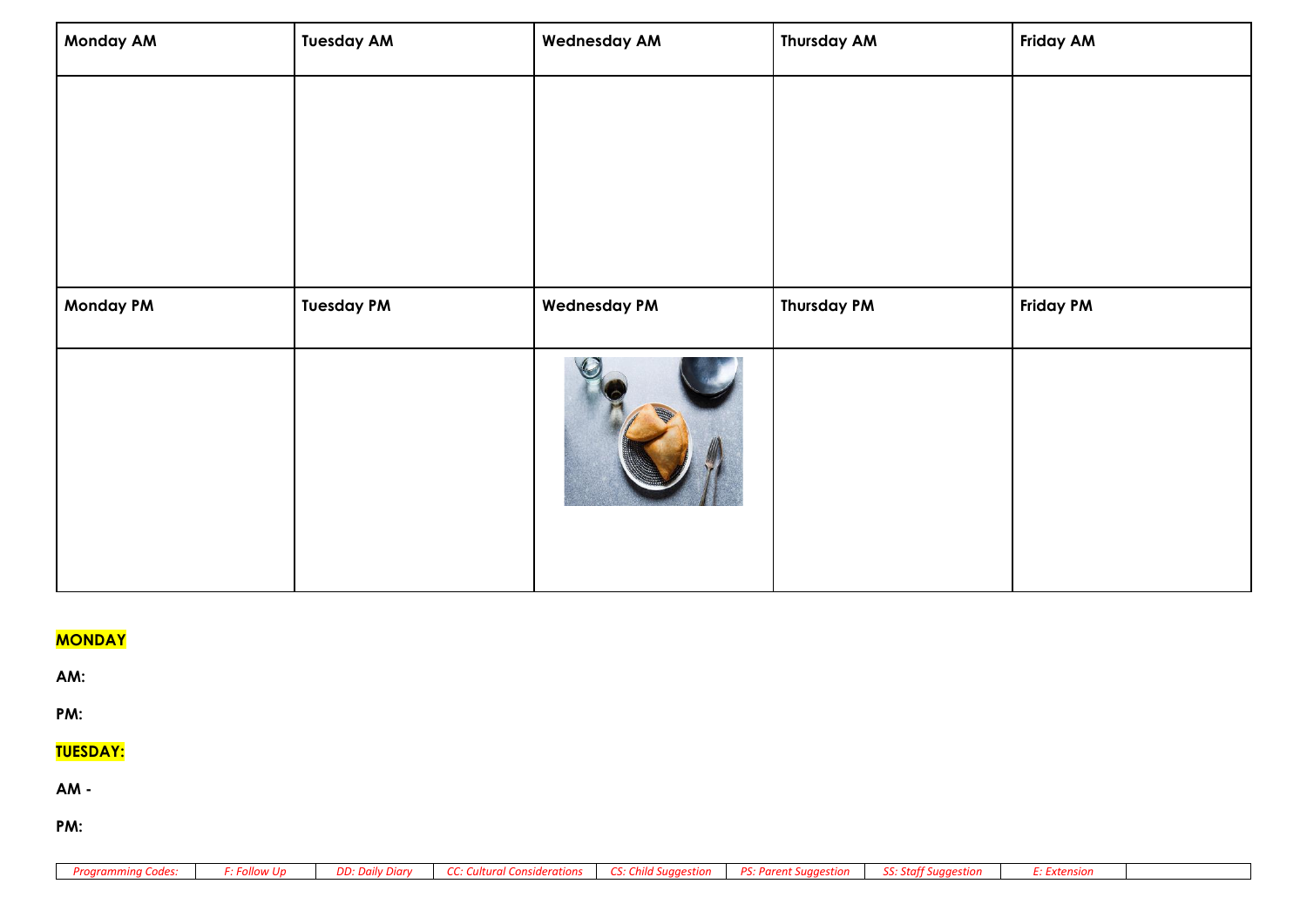| Monday AM | Tuesday AM | Wednesday AM | Thursday AM | Friday AM |
|---|---|---|---|---|
| | | | | |
| **Monday PM** | **Tuesday PM** | **Wednesday PM** | **Thursday PM** | **Friday PM** |
| | | | | |

**MONDAY**

**AM:**

**PM:**

**TUESDAY:**

**AM -**

**PM:**

| *Programming Codes:* | *F: Follow Up* | *DD: Daily Diary* | *CC: Cultural Considerations* | *CS: Child Suggestion* | *PS: Parent Suggestion* | *SS: Staff Suggestion* | *E: Extension* | |
|---|---|---|---|---|---|---|---|---|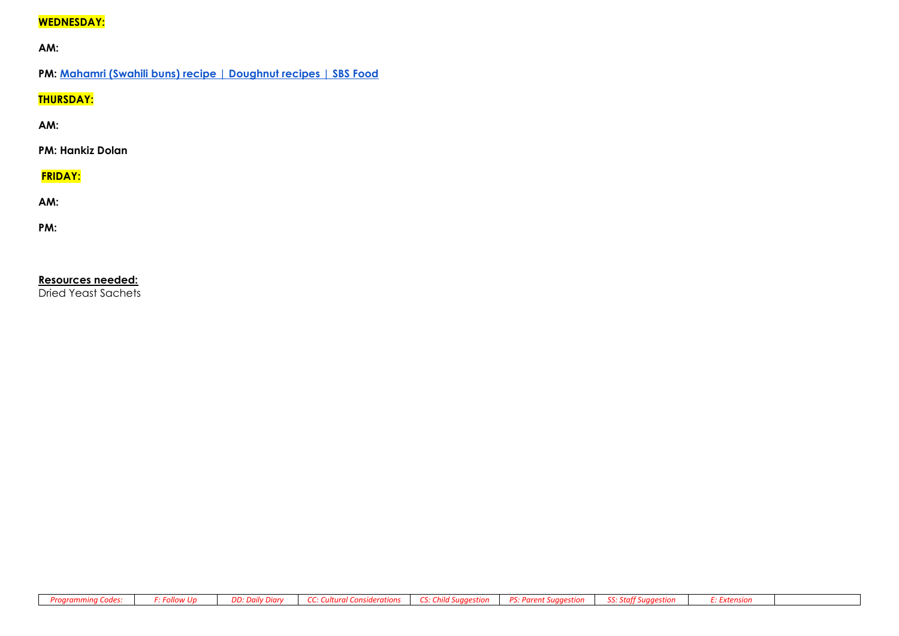**WEDNESDAY:**

**AM:**

**PM: Mahamri (Swahili buns) recipe | Doughnut recipes | SBS Food**

**THURSDAY:**

**AM:**

**PM: Hankiz Dolan**

**FRIDAY:**

**AM:**

**PM:**

**Resources needed:**
Dried Yeast Sachets

| | | | | | | | | |
|---|---|---|---|---|---|---|---|---|
| *Programming Codes:* | *F: Follow Up* | *DD: Daily Diary* | *CC: Cultural Considerations* | *CS: Child Suggestion* | *PS: Parent Suggestion* | *SS: Staff Suggestion* | *E: Extension* | |